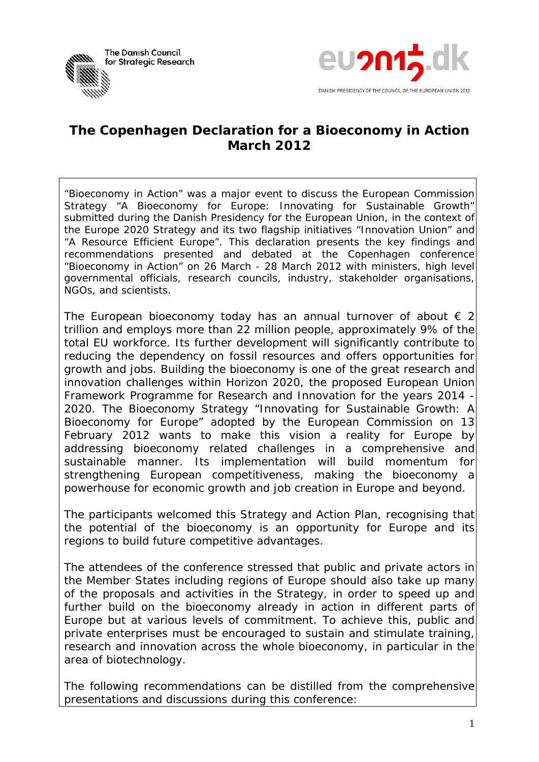The Danish Council for Strategic Research

eu2012.dk

DANISH PRESIDENCY OF THE COUNCIL OF THE EUROPEAN UNION 2012

# The Copenhagen Declaration for a Bioeconomy in Action March 2012

"Bioeconomy in Action" was a major event to discuss the European Commission Strategy "A Bioeconomy for Europe: Innovating for Sustainable Growth" submitted during the Danish Presidency for the European Union, in the context of the Europe 2020 Strategy and its two flagship initiatives "Innovation Union" and "A Resource Efficient Europe". This declaration presents the key findings and recommendations presented and debated at the Copenhagen conference "Bioeconomy in Action" on 26 March - 28 March 2012 with ministers, high level governmental officials, research councils, industry, stakeholder organisations, NGOs, and scientists.

The European bioeconomy today has an annual turnover of about € 2 trillion and employs more than 22 million people, approximately 9% of the total EU workforce. Its further development will significantly contribute to reducing the dependency on fossil resources and offers opportunities for growth and jobs. Building the bioeconomy is one of the great research and innovation challenges within Horizon 2020, the proposed European Union Framework Programme for Research and Innovation for the years 2014 - 2020. The Bioeconomy Strategy "Innovating for Sustainable Growth: A Bioeconomy for Europe" adopted by the European Commission on 13 February 2012 wants to make this vision a reality for Europe by addressing bioeconomy related challenges in a comprehensive and sustainable manner. Its implementation will build momentum for strengthening European competitiveness, making the bioeconomy a powerhouse for economic growth and job creation in Europe and beyond.

The participants welcomed this Strategy and Action Plan, recognising that the potential of the bioeconomy is an opportunity for Europe and its regions to build future competitive advantages.

The attendees of the conference stressed that public and private actors in the Member States including regions of Europe should also take up many of the proposals and activities in the Strategy, in order to speed up and further build on the bioeconomy already in action in different parts of Europe but at various levels of commitment. To achieve this, public and private enterprises must be encouraged to sustain and stimulate training, research and innovation across the whole bioeconomy, in particular in the area of biotechnology.

The following recommendations can be distilled from the comprehensive presentations and discussions during this conference: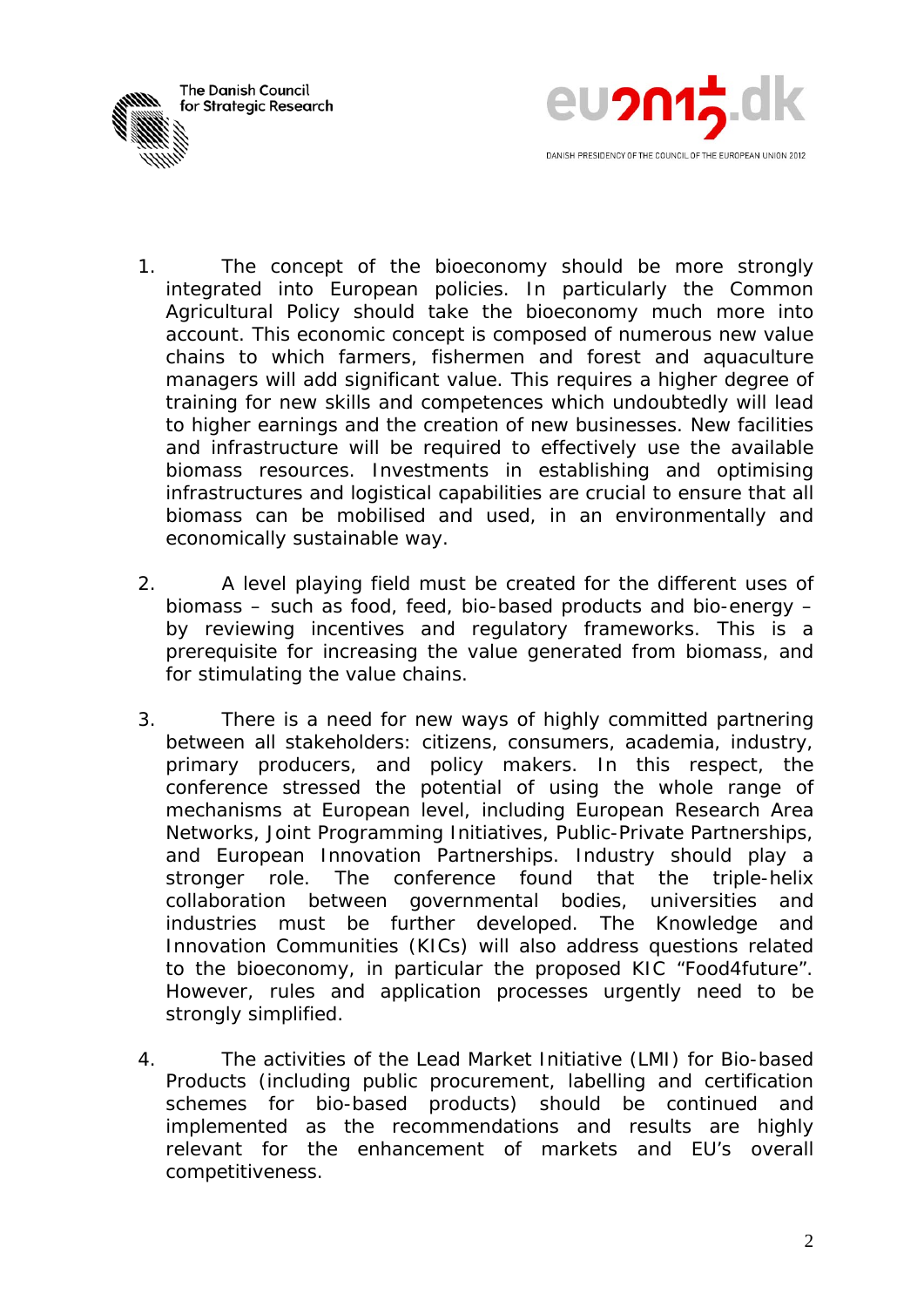1. The concept of the bioeconomy should be more strongly integrated into European policies. In particularly the Common Agricultural Policy should take the bioeconomy much more into account. This economic concept is composed of numerous new value chains to which farmers, fishermen and forest and aquaculture managers will add significant value. This requires a higher degree of training for new skills and competences which undoubtedly will lead to higher earnings and the creation of new businesses. New facilities and infrastructure will be required to effectively use the available biomass resources. Investments in establishing and optimising infrastructures and logistical capabilities are crucial to ensure that all biomass can be mobilised and used, in an environmentally and economically sustainable way.

2. A level playing field must be created for the different uses of biomass – such as food, feed, bio-based products and bio-energy – by reviewing incentives and regulatory frameworks. This is a prerequisite for increasing the value generated from biomass, and for stimulating the value chains.

3. There is a need for new ways of highly committed partnering between all stakeholders: citizens, consumers, academia, industry, primary producers, and policy makers. In this respect, the conference stressed the potential of using the whole range of mechanisms at European level, including European Research Area Networks, Joint Programming Initiatives, Public-Private Partnerships, and European Innovation Partnerships. Industry should play a stronger role. The conference found that the triple-helix collaboration between governmental bodies, universities and industries must be further developed. The Knowledge and Innovation Communities (KICs) will also address questions related to the bioeconomy, in particular the proposed KIC "Food4future". However, rules and application processes urgently need to be strongly simplified.

4. The activities of the Lead Market Initiative (LMI) for Bio-based Products (including public procurement, labelling and certification schemes for bio-based products) should be continued and implemented as the recommendations and results are highly relevant for the enhancement of markets and EU's overall competitiveness.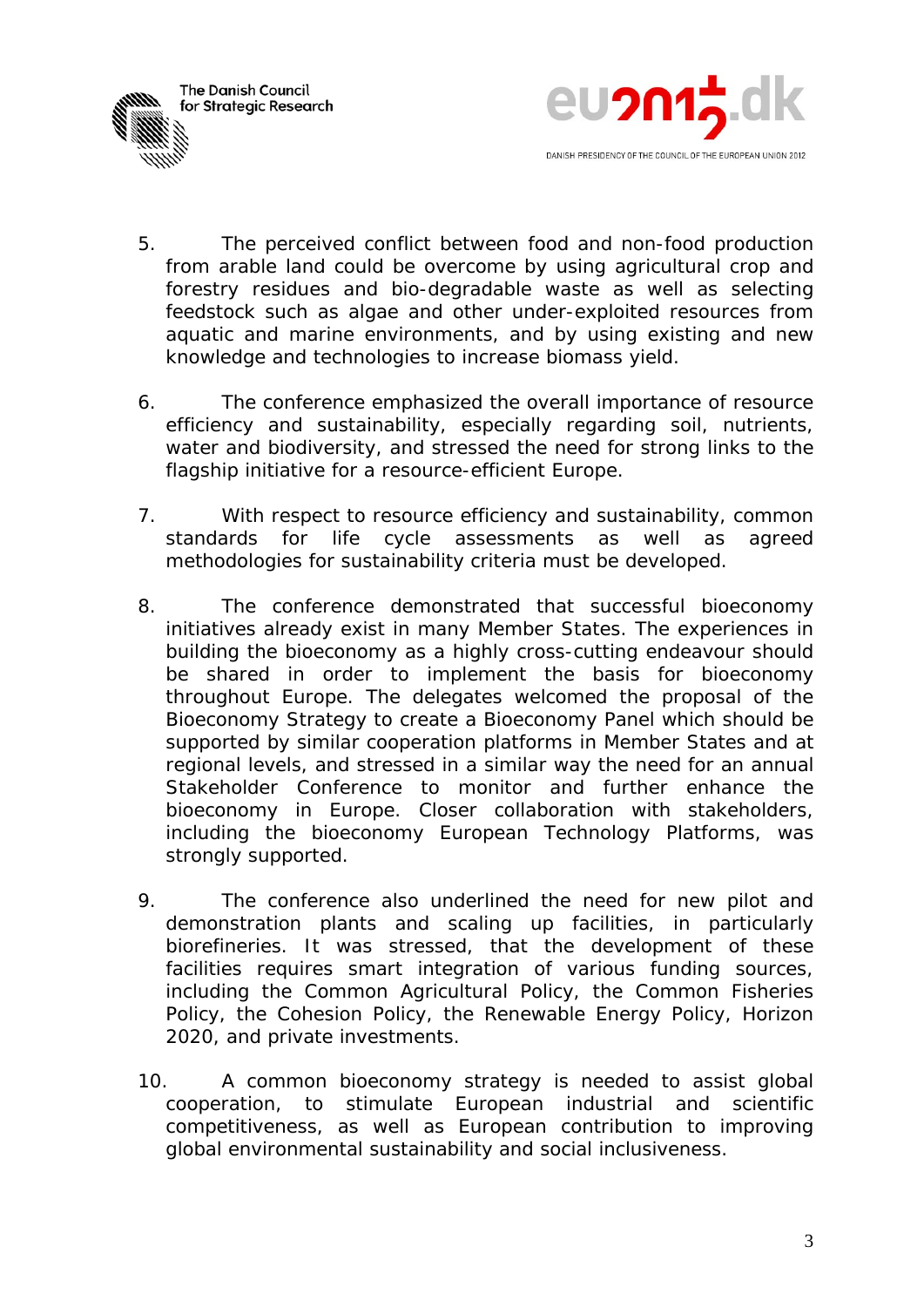5. The perceived conflict between food and non-food production from arable land could be overcome by using agricultural crop and forestry residues and bio-degradable waste as well as selecting feedstock such as algae and other under-exploited resources from aquatic and marine environments, and by using existing and new knowledge and technologies to increase biomass yield.

6. The conference emphasized the overall importance of resource efficiency and sustainability, especially regarding soil, nutrients, water and biodiversity, and stressed the need for strong links to the flagship initiative for a resource-efficient Europe.

7. With respect to resource efficiency and sustainability, common standards for life cycle assessments as well as agreed methodologies for sustainability criteria must be developed.

8. The conference demonstrated that successful bioeconomy initiatives already exist in many Member States. The experiences in building the bioeconomy as a highly cross-cutting endeavour should be shared in order to implement the basis for bioeconomy throughout Europe. The delegates welcomed the proposal of the Bioeconomy Strategy to create a Bioeconomy Panel which should be supported by similar cooperation platforms in Member States and at regional levels, and stressed in a similar way the need for an annual Stakeholder Conference to monitor and further enhance the bioeconomy in Europe. Closer collaboration with stakeholders, including the bioeconomy European Technology Platforms, was strongly supported.

9. The conference also underlined the need for new pilot and demonstration plants and scaling up facilities, in particularly biorefineries. It was stressed, that the development of these facilities requires smart integration of various funding sources, including the Common Agricultural Policy, the Common Fisheries Policy, the Cohesion Policy, the Renewable Energy Policy, Horizon 2020, and private investments.

10. A common bioeconomy strategy is needed to assist global cooperation, to stimulate European industrial and scientific competitiveness, as well as European contribution to improving global environmental sustainability and social inclusiveness.